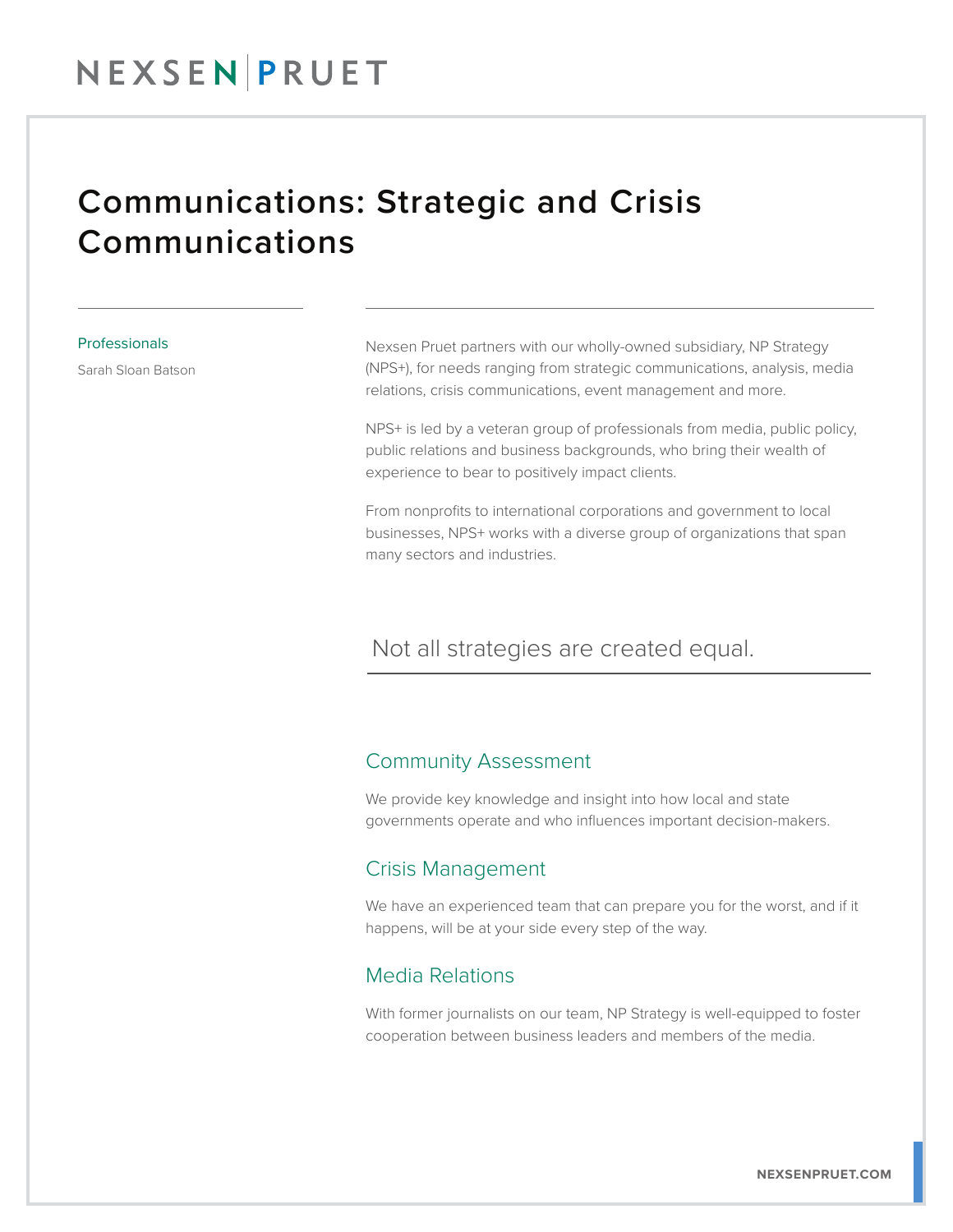# Communications: Strategic and Crisis Communications

**Professionals**

Sarah Sloan Batson

Nexsen Pruet partners with our wholly-owned subsidiary, NP Strategy (NPS+), for needs ranging from strategic communications, analysis, media relations, crisis communications, event management and more.

NPS+ is led by a veteran group of professionals from media, public policy, public relations and business backgrounds, who bring their wealth of experience to bear to positively impact clients.

From nonprofits to international corporations and government to local businesses, NPS+ works with a diverse group of organizations that span many sectors and industries.

## Not all strategies are created equal.

### Community Assessment

We provide key knowledge and insight into how local and state governments operate and who influences important decision-makers.

### Crisis Management

We have an experienced team that can prepare you for the worst, and if it happens, will be at your side every step of the way.

### Media Relations

With former journalists on our team, NP Strategy is well-equipped to foster cooperation between business leaders and members of the media.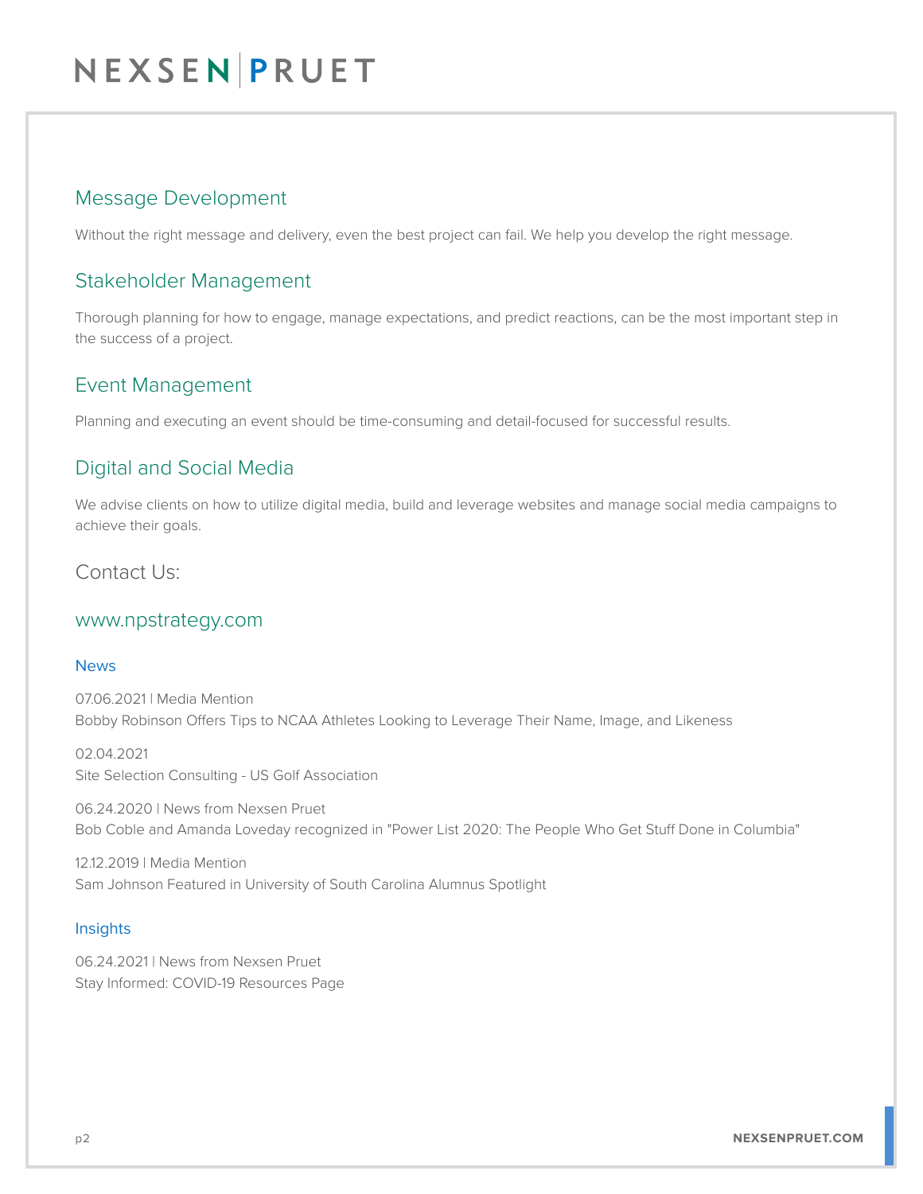## Message Development

Without the right message and delivery, even the best project can fail. We help you develop the right message.

## Stakeholder Management

Thorough planning for how to engage, manage expectations, and predict reactions, can be the most important step in the success of a project.

## Event Management

Planning and executing an event should be time-consuming and detail-focused for successful results.

## Digital and Social Media

We advise clients on how to utilize digital media, build and leverage websites and manage social media campaigns to achieve their goals.

## Contact Us:

## www.npstrategy.com

### News

07.06.2021 | Media Mention
Bobby Robinson Offers Tips to NCAA Athletes Looking to Leverage Their Name, Image, and Likeness

02.04.2021
Site Selection Consulting - US Golf Association

06.24.2020 | News from Nexsen Pruet
Bob Coble and Amanda Loveday recognized in "Power List 2020: The People Who Get Stuff Done in Columbia"

12.12.2019 | Media Mention
Sam Johnson Featured in University of South Carolina Alumnus Spotlight

### Insights

06.24.2021 | News from Nexsen Pruet
Stay Informed: COVID-19 Resources Page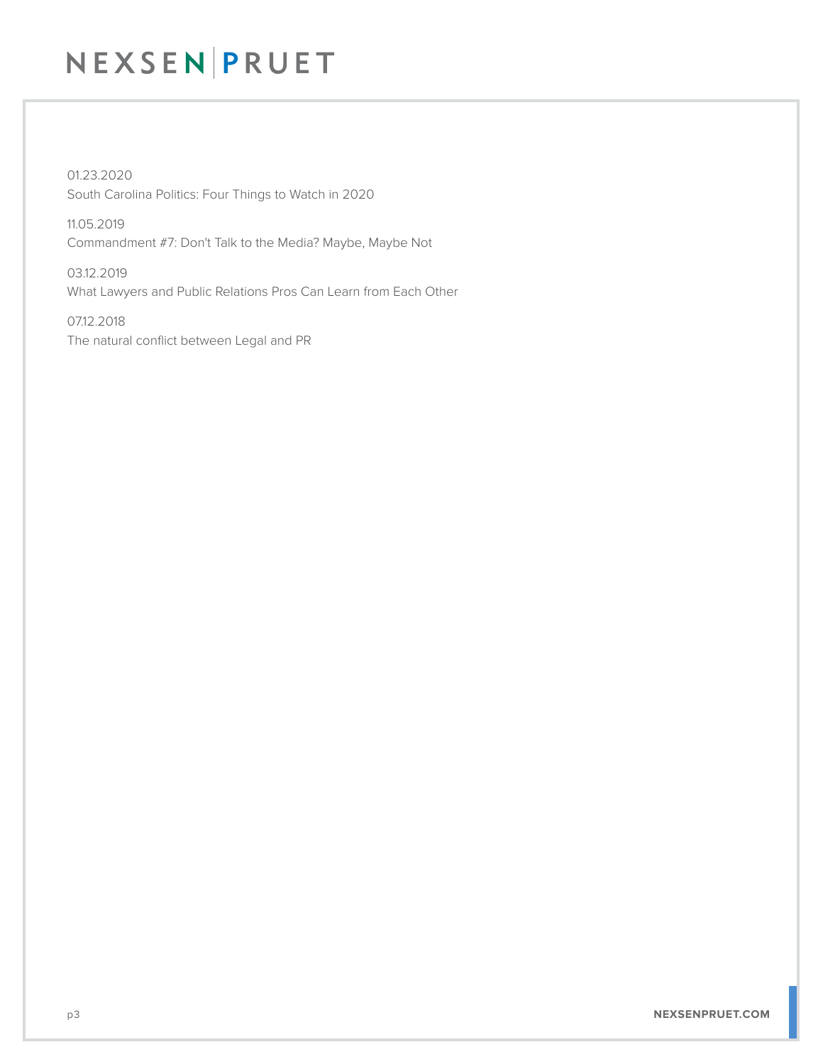01.23.2020
South Carolina Politics: Four Things to Watch in 2020

11.05.2019
Commandment #7: Don't Talk to the Media? Maybe, Maybe Not

03.12.2019
What Lawyers and Public Relations Pros Can Learn from Each Other

07.12.2018
The natural conflict between Legal and PR